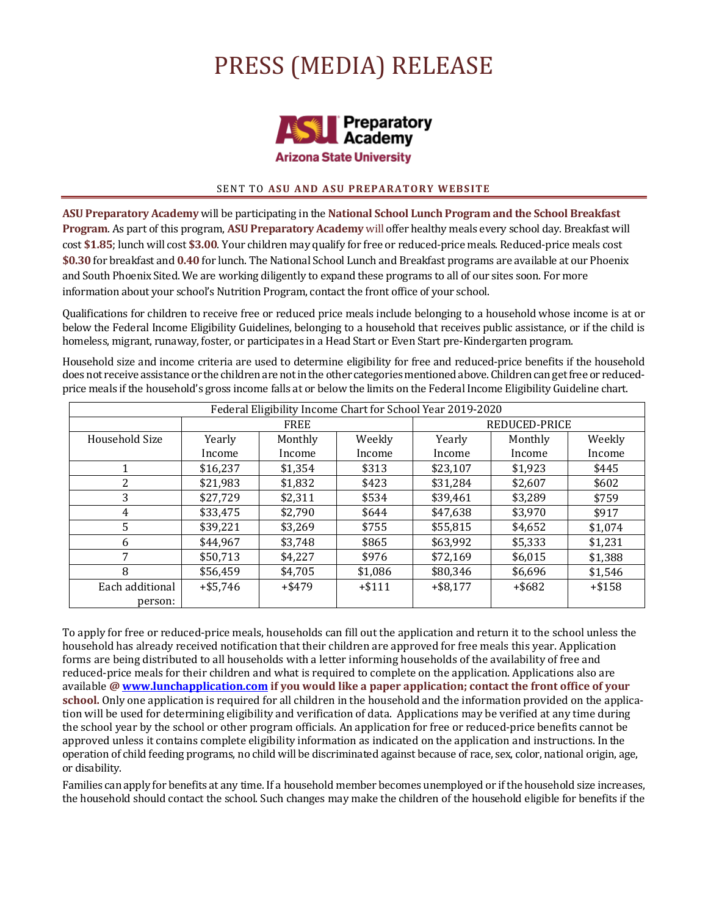# PRESS (MEDIA) RELEASE

ASU Preparatory Academy
Arizona State University

SENT TO **ASU AND ASU PREPARATORY WEBSITE**

**ASU Preparatory Academy** will be participating in the **National School Lunch Program and the School Breakfast Program**. As part of this program, **ASU Preparatory Academy** will offer healthy meals every school day. Breakfast will cost **$1.85**; lunch will cost **$3.00**. Your children may qualify for free or reduced-price meals. Reduced-price meals cost **$0.30** for breakfast and **0.40** for lunch. The National School Lunch and Breakfast programs are available at our Phoenix and South Phoenix Sited. We are working diligently to expand these programs to all of our sites soon. For more information about your school's Nutrition Program, contact the front office of your school.

Qualifications for children to receive free or reduced price meals include belonging to a household whose income is at or below the Federal Income Eligibility Guidelines, belonging to a household that receives public assistance, or if the child is homeless, migrant, runaway, foster, or participates in a Head Start or Even Start pre-Kindergarten program.

Household size and income criteria are used to determine eligibility for free and reduced-price benefits if the household does not receive assistance or the children are not in the other categories mentioned above. Children can get free or reduced-price meals if the household's gross income falls at or below the limits on the Federal Income Eligibility Guideline chart.

| Federal Eligibility Income Chart for School Year 2019-2020 | | | | | | |
|---|---|---|---|---|---|---|
| | FREE | | | REDUCED-PRICE | | |
| Household Size | Yearly Income | Monthly Income | Weekly Income | Yearly Income | Monthly Income | Weekly Income |
| 1 | $16,237 | $1,354 | $313 | $23,107 | $1,923 | $445 |
| 2 | $21,983 | $1,832 | $423 | $31,284 | $2,607 | $602 |
| 3 | $27,729 | $2,311 | $534 | $39,461 | $3,289 | $759 |
| 4 | $33,475 | $2,790 | $644 | $47,638 | $3,970 | $917 |
| 5 | $39,221 | $3,269 | $755 | $55,815 | $4,652 | $1,074 |
| 6 | $44,967 | $3,748 | $865 | $63,992 | $5,333 | $1,231 |
| 7 | $50,713 | $4,227 | $976 | $72,169 | $6,015 | $1,388 |
| 8 | $56,459 | $4,705 | $1,086 | $80,346 | $6,696 | $1,546 |
| Each additional person: | +$5,746 | +$479 | +$111 | +$8,177 | +$682 | +$158 |

To apply for free or reduced-price meals, households can fill out the application and return it to the school unless the household has already received notification that their children are approved for free meals this year. Application forms are being distributed to all households with a letter informing households of the availability of free and reduced-price meals for their children and what is required to complete on the application. Applications also are available **@ www.lunchapplication.com if you would like a paper application; contact the front office of your school.** Only one application is required for all children in the household and the information provided on the application will be used for determining eligibility and verification of data. Applications may be verified at any time during the school year by the school or other program officials. An application for free or reduced-price benefits cannot be approved unless it contains complete eligibility information as indicated on the application and instructions. In the operation of child feeding programs, no child will be discriminated against because of race, sex, color, national origin, age, or disability.

Families can apply for benefits at any time. If a household member becomes unemployed or if the household size increases, the household should contact the school. Such changes may make the children of the household eligible for benefits if the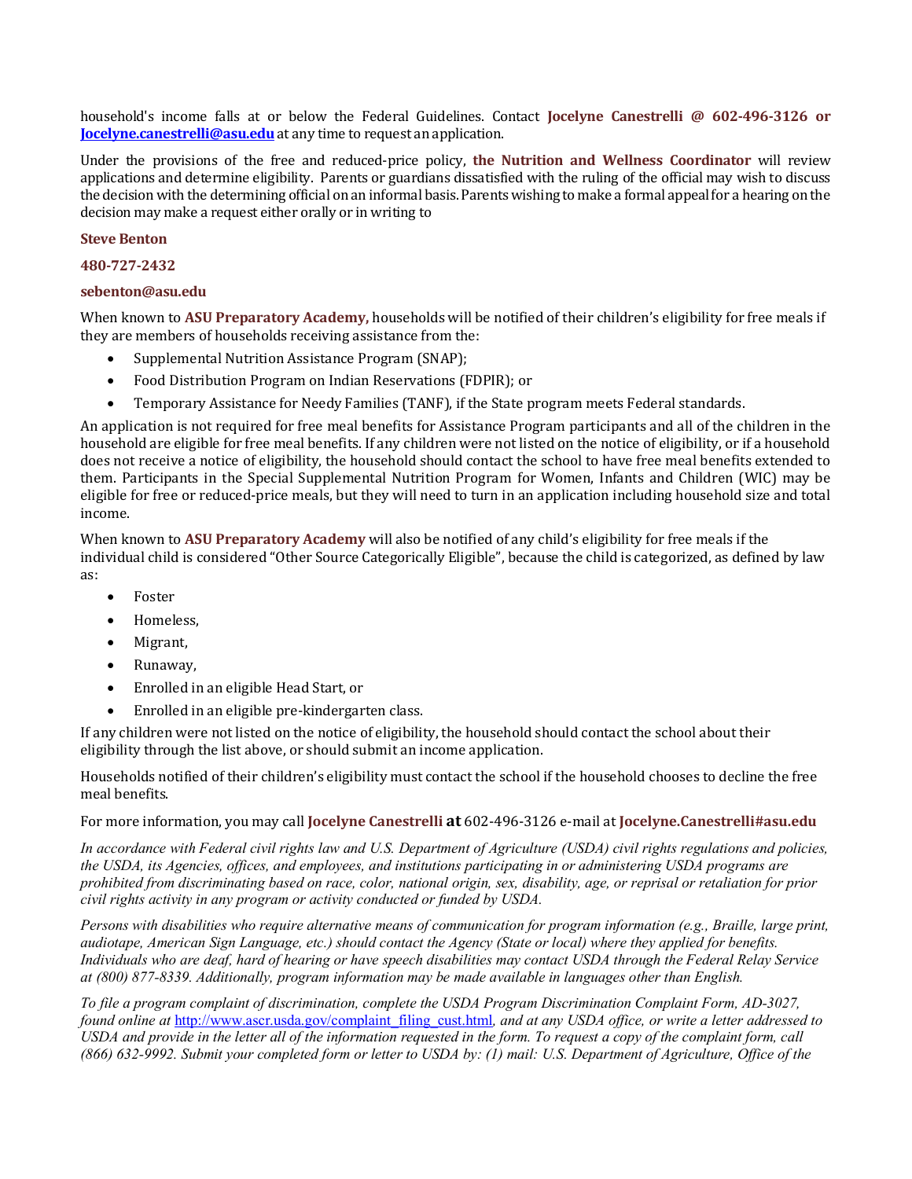household's income falls at or below the Federal Guidelines. Contact **Jocelyne Canestrelli @ 602-496-3126 or [Jocelyne.canestrelli@asu.edu](mailto:Jocelyne.canestrelli@asu.edu)** at any time to request an application.

Under the provisions of the free and reduced-price policy, **the Nutrition and Wellness Coordinator** will review applications and determine eligibility. Parents or guardians dissatisfied with the ruling of the official may wish to discuss the decision with the determining official on an informal basis. Parents wishing to make a formal appeal for a hearing on the decision may make a request either orally or in writing to

**Steve Benton**

**480-727-2432**

**sebenton@asu.edu**

When known to **ASU Preparatory Academy,** households will be notified of their children's eligibility for free meals if they are members of households receiving assistance from the:

- Supplemental Nutrition Assistance Program (SNAP);
- Food Distribution Program on Indian Reservations (FDPIR); or
- Temporary Assistance for Needy Families (TANF), if the State program meets Federal standards.

An application is not required for free meal benefits for Assistance Program participants and all of the children in the household are eligible for free meal benefits. If any children were not listed on the notice of eligibility, or if a household does not receive a notice of eligibility, the household should contact the school to have free meal benefits extended to them. Participants in the Special Supplemental Nutrition Program for Women, Infants and Children (WIC) may be eligible for free or reduced-price meals, but they will need to turn in an application including household size and total income.

When known to **ASU Preparatory Academy** will also be notified of any child's eligibility for free meals if the individual child is considered "Other Source Categorically Eligible", because the child is categorized, as defined by law as:

- Foster
- Homeless,
- Migrant,
- Runaway,
- Enrolled in an eligible Head Start, or
- Enrolled in an eligible pre-kindergarten class.

If any children were not listed on the notice of eligibility, the household should contact the school about their eligibility through the list above, or should submit an income application.

Households notified of their children's eligibility must contact the school if the household chooses to decline the free meal benefits.

For more information, you may call **Jocelyne Canestrelli at** 602-496-3126 e-mail at **Jocelyne.Canestrelli#asu.edu**

*In accordance with Federal civil rights law and U.S. Department of Agriculture (USDA) civil rights regulations and policies, the USDA, its Agencies, offices, and employees, and institutions participating in or administering USDA programs are prohibited from discriminating based on race, color, national origin, sex, disability, age, or reprisal or retaliation for prior civil rights activity in any program or activity conducted or funded by USDA.*

*Persons with disabilities who require alternative means of communication for program information (e.g., Braille, large print, audiotape, American Sign Language, etc.) should contact the Agency (State or local) where they applied for benefits. Individuals who are deaf, hard of hearing or have speech disabilities may contact USDA through the Federal Relay Service at (800) 877-8339. Additionally, program information may be made available in languages other than English.*

*To file a program complaint of discrimination, complete the USDA Program Discrimination Complaint Form, AD-3027, found online at* [http://www.ascr.usda.gov/complaint_filing_cust.html](http://www.ascr.usda.gov/complaint_filing_cust.html)*, and at any USDA office, or write a letter addressed to USDA and provide in the letter all of the information requested in the form. To request a copy of the complaint form, call (866) 632-9992. Submit your completed form or letter to USDA by: (1) mail: U.S. Department of Agriculture, Office of the*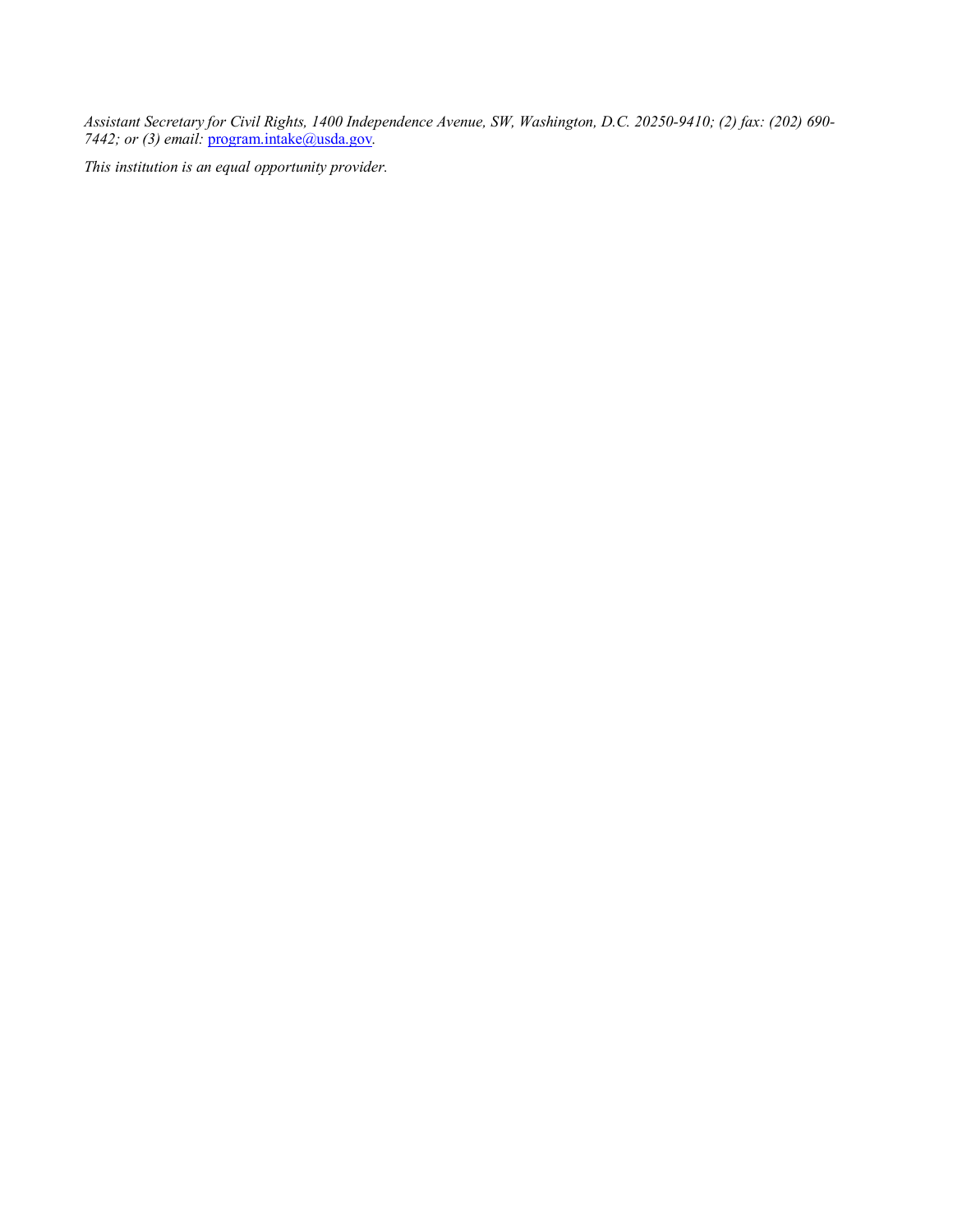*Assistant Secretary for Civil Rights, 1400 Independence Avenue, SW, Washington, D.C. 20250-9410; (2) fax: (202) 690-7442; or (3) email:* program.intake@usda.gov.

*This institution is an equal opportunity provider.*